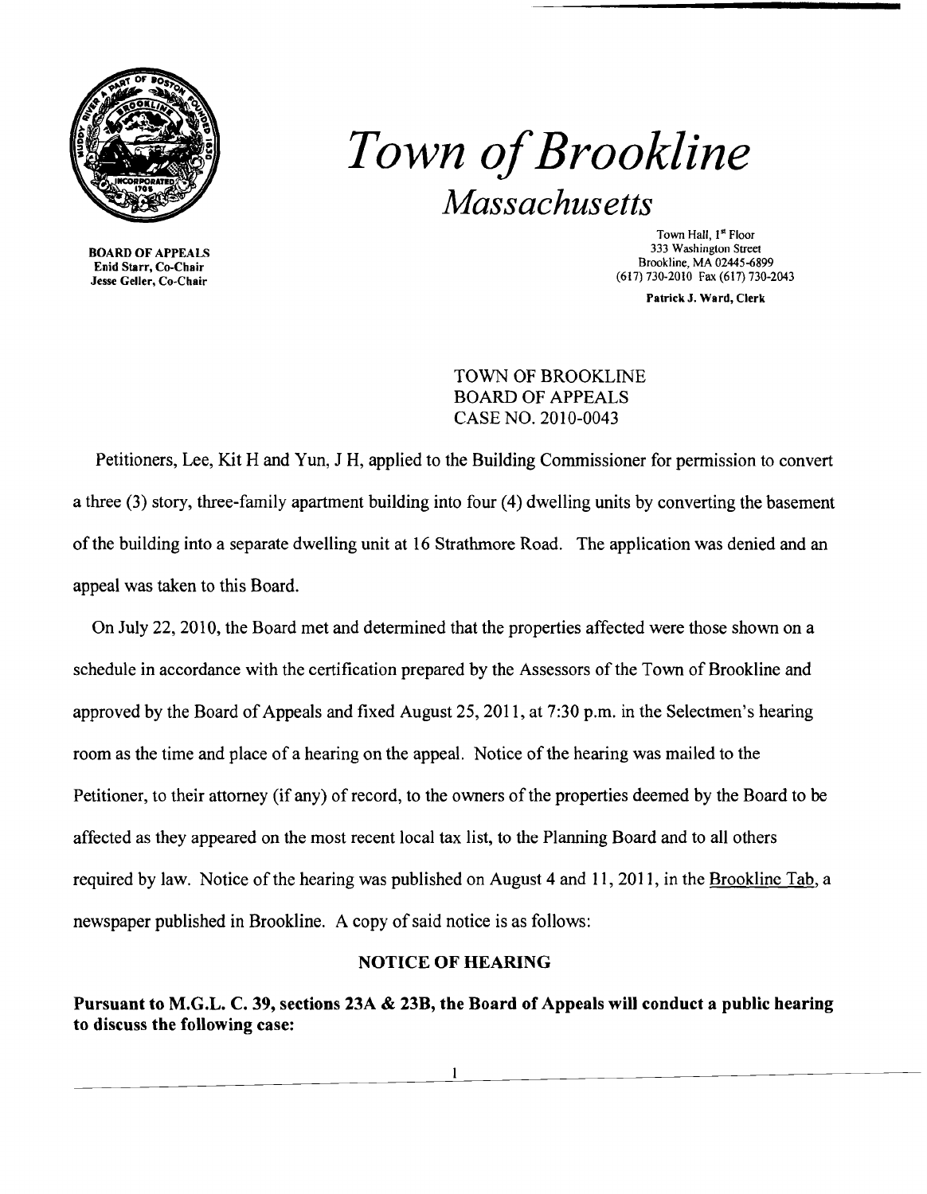# *Town of Brookline*
## *Massachusetts*

**BOARD OF APPEALS**
**Enid Starr, Co-Chair**
**Jesse Geller, Co-Chair**

Town Hall, 1st Floor
333 Washington Street
Brookline, MA 02445-6899
(617) 730-2010 Fax (617) 730-2043

**Patrick J. Ward, Clerk**

TOWN OF BROOKLINE
BOARD OF APPEALS
CASE NO. 2010-0043

Petitioners, Lee, Kit H and Yun, J H, applied to the Building Commissioner for permission to convert a three (3) story, three-family apartment building into four (4) dwelling units by converting the basement of the building into a separate dwelling unit at 16 Strathmore Road. The application was denied and an appeal was taken to this Board.

On July 22, 2010, the Board met and determined that the properties affected were those shown on a schedule in accordance with the certification prepared by the Assessors of the Town of Brookline and approved by the Board of Appeals and fixed August 25, 2011, at 7:30 p.m. in the Selectmen's hearing room as the time and place of a hearing on the appeal. Notice of the hearing was mailed to the Petitioner, to their attorney (if any) of record, to the owners of the properties deemed by the Board to be affected as they appeared on the most recent local tax list, to the Planning Board and to all others required by law. Notice of the hearing was published on August 4 and 11, 2011, in the Brookline Tab, a newspaper published in Brookline. A copy of said notice is as follows:

**NOTICE OF HEARING**

**Pursuant to M.G.L. C. 39, sections 23A & 23B, the Board of Appeals will conduct a public hearing to discuss the following case:**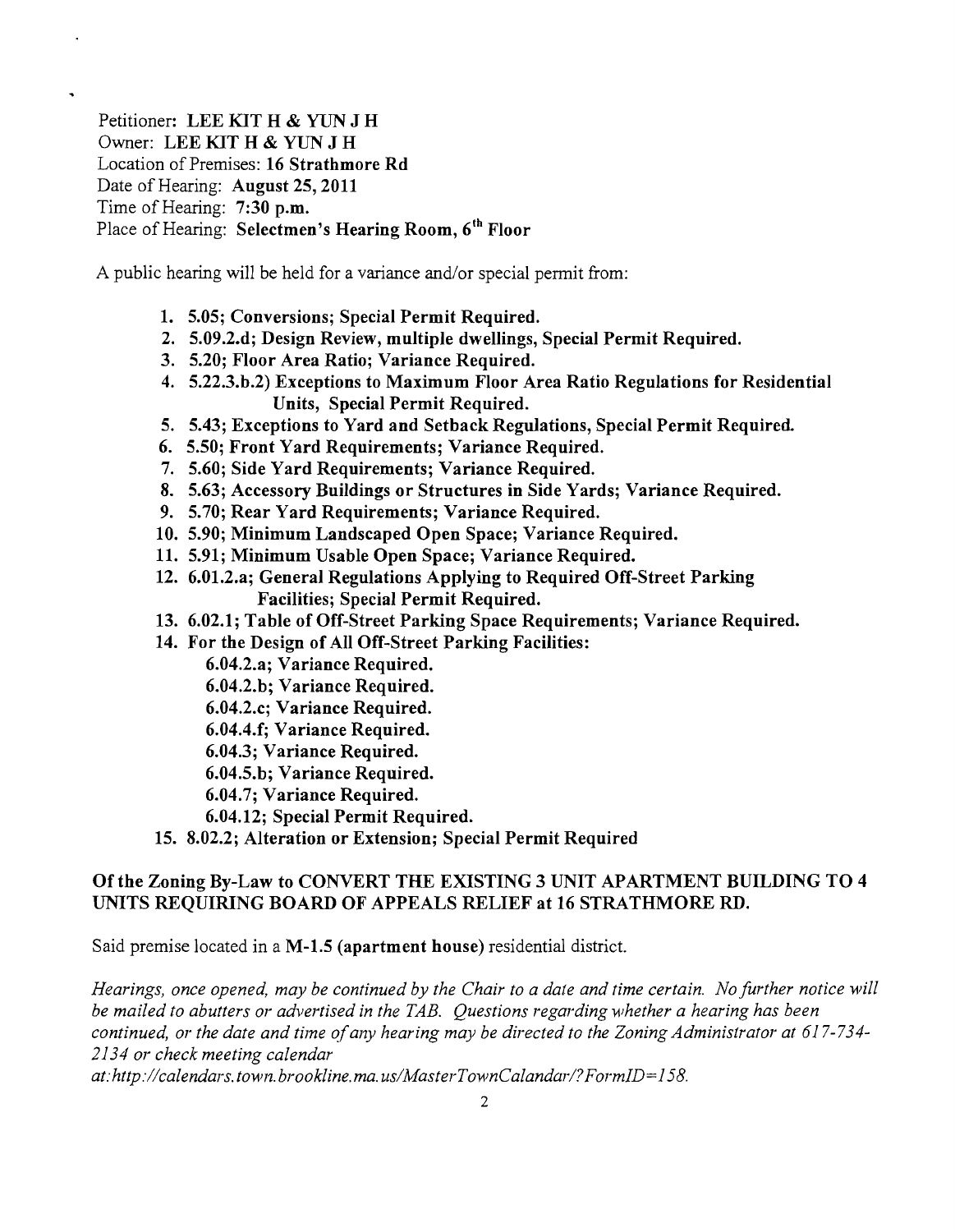Petitioner: **LEE KIT H & YUN J H**
Owner: **LEE KIT H & YUN J H**
Location of Premises: **16 Strathmore Rd**
Date of Hearing: **August 25, 2011**
Time of Hearing: **7:30 p.m.**
Place of Hearing: **Selectmen's Hearing Room, 6th Floor**

A public hearing will be held for a variance and/or special permit from:

1. **5.05; Conversions; Special Permit Required.**
2. **5.09.2.d; Design Review, multiple dwellings, Special Permit Required.**
3. **5.20; Floor Area Ratio; Variance Required.**
4. **5.22.3.b.2) Exceptions to Maximum Floor Area Ratio Regulations for Residential Units, Special Permit Required.**
5. **5.43; Exceptions to Yard and Setback Regulations, Special Permit Required.**
6. **5.50; Front Yard Requirements; Variance Required.**
7. **5.60; Side Yard Requirements; Variance Required.**
8. **5.63; Accessory Buildings or Structures in Side Yards; Variance Required.**
9. **5.70; Rear Yard Requirements; Variance Required.**
10. **5.90; Minimum Landscaped Open Space; Variance Required.**
11. **5.91; Minimum Usable Open Space; Variance Required.**
12. **6.01.2.a; General Regulations Applying to Required Off-Street Parking Facilities; Special Permit Required.**
13. **6.02.1; Table of Off-Street Parking Space Requirements; Variance Required.**
14. **For the Design of All Off-Street Parking Facilities:**
    - **6.04.2.a; Variance Required.**
    - **6.04.2.b; Variance Required.**
    - **6.04.2.c; Variance Required.**
    - **6.04.4.f; Variance Required.**
    - **6.04.3; Variance Required.**
    - **6.04.5.b; Variance Required.**
    - **6.04.7; Variance Required.**
    - **6.04.12; Special Permit Required.**
15. **8.02.2; Alteration or Extension; Special Permit Required**

**Of the Zoning By-Law to CONVERT THE EXISTING 3 UNIT APARTMENT BUILDING TO 4 UNITS REQUIRING BOARD OF APPEALS RELIEF at 16 STRATHMORE RD.**

Said premise located in a **M-1.5 (apartment house)** residential district.

*Hearings, once opened, may be continued by the Chair to a date and time certain. No further notice will be mailed to abutters or advertised in the TAB. Questions regarding whether a hearing has been continued, or the date and time of any hearing may be directed to the Zoning Administrator at 617-734-2134 or check meeting calendar at: http://calendars.town.brookline.ma.us/MasterTownCalandar/?FormID=158.*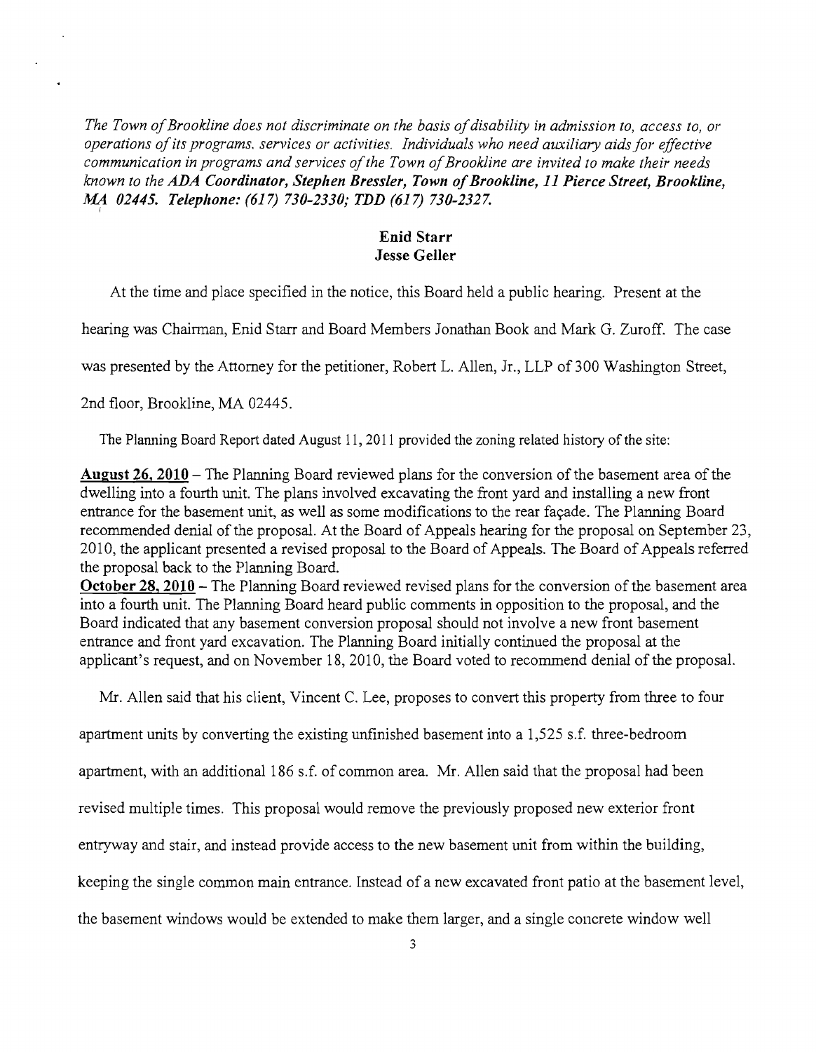*The Town of Brookline does not discriminate on the basis of disability in admission to, access to, or operations of its programs. services or activities. Individuals who need auxiliary aids for effective communication in programs and services of the Town of Brookline are invited to make their needs known to the **ADA Coordinator, Stephen Bressler, Town of Brookline, 11 Pierce Street, Brookline, MA 02445. Telephone: (617) 730-2330; TDD (617) 730-2327.***

**Enid Starr**
**Jesse Geller**

At the time and place specified in the notice, this Board held a public hearing. Present at the hearing was Chairman, Enid Starr and Board Members Jonathan Book and Mark G. Zuroff. The case was presented by the Attorney for the petitioner, Robert L. Allen, Jr., LLP of 300 Washington Street, 2nd floor, Brookline, MA 02445.

The Planning Board Report dated August 11, 2011 provided the zoning related history of the site:

**August 26, 2010** – The Planning Board reviewed plans for the conversion of the basement area of the dwelling into a fourth unit. The plans involved excavating the front yard and installing a new front entrance for the basement unit, as well as some modifications to the rear façade. The Planning Board recommended denial of the proposal. At the Board of Appeals hearing for the proposal on September 23, 2010, the applicant presented a revised proposal to the Board of Appeals. The Board of Appeals referred the proposal back to the Planning Board.

**October 28, 2010** – The Planning Board reviewed revised plans for the conversion of the basement area into a fourth unit. The Planning Board heard public comments in opposition to the proposal, and the Board indicated that any basement conversion proposal should not involve a new front basement entrance and front yard excavation. The Planning Board initially continued the proposal at the applicant's request, and on November 18, 2010, the Board voted to recommend denial of the proposal.

Mr. Allen said that his client, Vincent C. Lee, proposes to convert this property from three to four apartment units by converting the existing unfinished basement into a 1,525 s.f. three-bedroom apartment, with an additional 186 s.f. of common area. Mr. Allen said that the proposal had been revised multiple times. This proposal would remove the previously proposed new exterior front entryway and stair, and instead provide access to the new basement unit from within the building, keeping the single common main entrance. Instead of a new excavated front patio at the basement level, the basement windows would be extended to make them larger, and a single concrete window well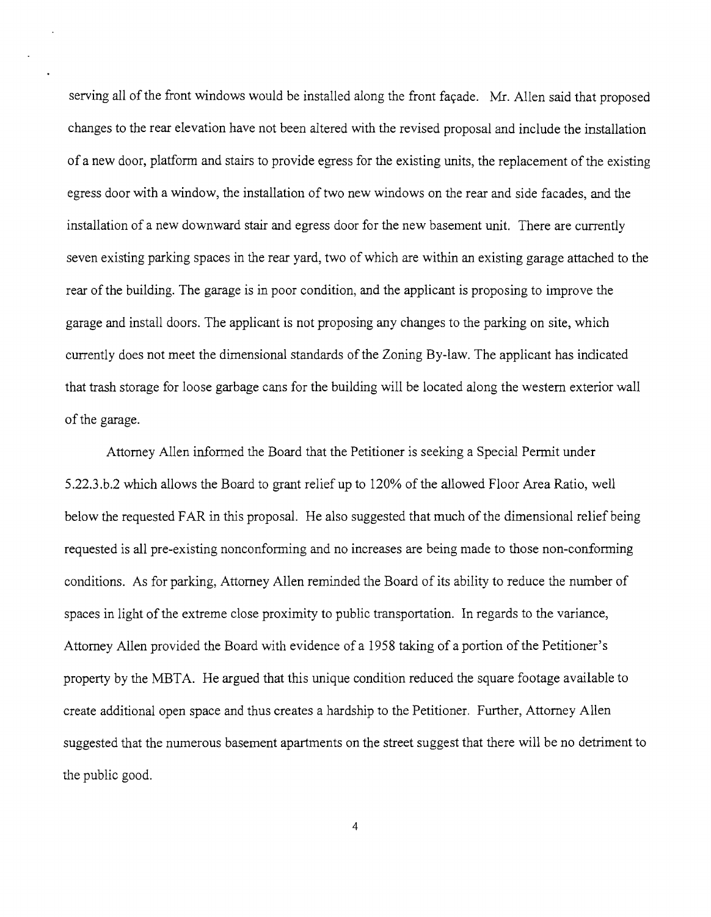serving all of the front windows would be installed along the front façade. Mr. Allen said that proposed changes to the rear elevation have not been altered with the revised proposal and include the installation of a new door, platform and stairs to provide egress for the existing units, the replacement of the existing egress door with a window, the installation of two new windows on the rear and side facades, and the installation of a new downward stair and egress door for the new basement unit. There are currently seven existing parking spaces in the rear yard, two of which are within an existing garage attached to the rear of the building. The garage is in poor condition, and the applicant is proposing to improve the garage and install doors. The applicant is not proposing any changes to the parking on site, which currently does not meet the dimensional standards of the Zoning By-law. The applicant has indicated that trash storage for loose garbage cans for the building will be located along the western exterior wall of the garage.

Attorney Allen informed the Board that the Petitioner is seeking a Special Permit under 5.22.3.b.2 which allows the Board to grant relief up to 120% of the allowed Floor Area Ratio, well below the requested FAR in this proposal. He also suggested that much of the dimensional relief being requested is all pre-existing nonconforming and no increases are being made to those non-conforming conditions. As for parking, Attorney Allen reminded the Board of its ability to reduce the number of spaces in light of the extreme close proximity to public transportation. In regards to the variance, Attorney Allen provided the Board with evidence of a 1958 taking of a portion of the Petitioner's property by the MBTA. He argued that this unique condition reduced the square footage available to create additional open space and thus creates a hardship to the Petitioner. Further, Attorney Allen suggested that the numerous basement apartments on the street suggest that there will be no detriment to the public good.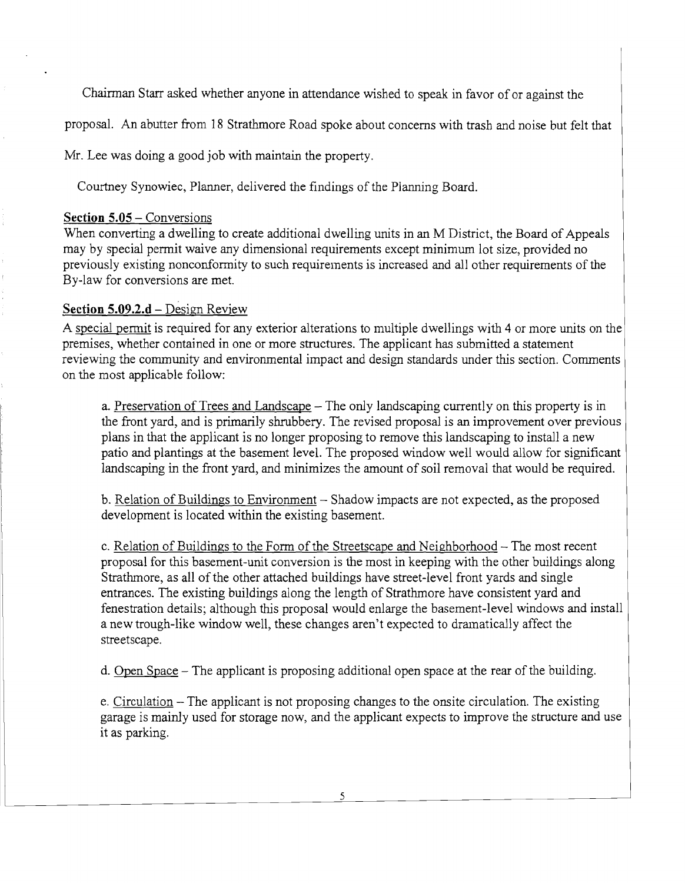Chairman Starr asked whether anyone in attendance wished to speak in favor of or against the proposal. An abutter from 18 Strathmore Road spoke about concerns with trash and noise but felt that Mr. Lee was doing a good job with maintain the property.

Courtney Synowiec, Planner, delivered the findings of the Planning Board.

**Section 5.05** – Conversions

When converting a dwelling to create additional dwelling units in an M District, the Board of Appeals may by special permit waive any dimensional requirements except minimum lot size, provided no previously existing nonconformity to such requirements is increased and all other requirements of the By-law for conversions are met.

**Section 5.09.2.d** – Design Review

A special permit is required for any exterior alterations to multiple dwellings with 4 or more units on the premises, whether contained in one or more structures. The applicant has submitted a statement reviewing the community and environmental impact and design standards under this section. Comments on the most applicable follow:

a. Preservation of Trees and Landscape – The only landscaping currently on this property is in the front yard, and is primarily shrubbery. The revised proposal is an improvement over previous plans in that the applicant is no longer proposing to remove this landscaping to install a new patio and plantings at the basement level. The proposed window well would allow for significant landscaping in the front yard, and minimizes the amount of soil removal that would be required.

b. Relation of Buildings to Environment – Shadow impacts are not expected, as the proposed development is located within the existing basement.

c. Relation of Buildings to the Form of the Streetscape and Neighborhood – The most recent proposal for this basement-unit conversion is the most in keeping with the other buildings along Strathmore, as all of the other attached buildings have street-level front yards and single entrances. The existing buildings along the length of Strathmore have consistent yard and fenestration details; although this proposal would enlarge the basement-level windows and install a new trough-like window well, these changes aren't expected to dramatically affect the streetscape.

d. Open Space – The applicant is proposing additional open space at the rear of the building.

e. Circulation – The applicant is not proposing changes to the onsite circulation. The existing garage is mainly used for storage now, and the applicant expects to improve the structure and use it as parking.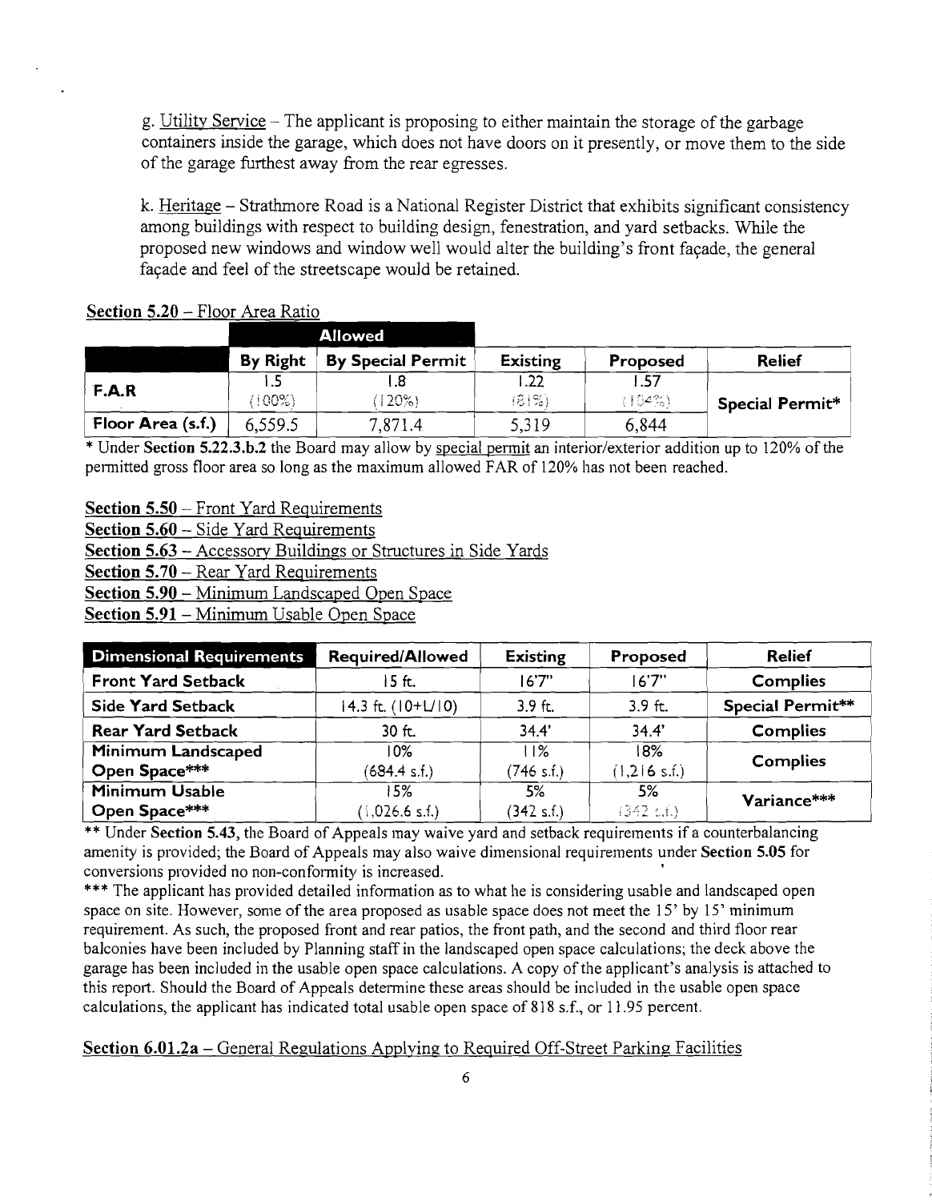g. Utility Service – The applicant is proposing to either maintain the storage of the garbage containers inside the garage, which does not have doors on it presently, or move them to the side of the garage furthest away from the rear egresses.

k. Heritage – Strathmore Road is a National Register District that exhibits significant consistency among buildings with respect to building design, fenestration, and yard setbacks. While the proposed new windows and window well would alter the building's front façade, the general façade and feel of the streetscape would be retained.

**Section 5.20** – Floor Area Ratio

| | Allowed | | | | |
|---|---|---|---|---|---|
| | By Right | By Special Permit | Existing | Proposed | Relief |
| F.A.R | 1.5 (100%) | 1.8 (120%) | 1.22 (81%) | 1.57 (104%) | Special Permit* |
| Floor Area (s.f.) | 6,559.5 | 7,871.4 | 5,319 | 6,844 | |

\* Under **Section 5.22.3.b.2** the Board may allow by special permit an interior/exterior addition up to 120% of the permitted gross floor area so long as the maximum allowed FAR of 120% has not been reached.

**Section 5.50** – Front Yard Requirements
**Section 5.60** – Side Yard Requirements
**Section 5.63** – Accessory Buildings or Structures in Side Yards
**Section 5.70** – Rear Yard Requirements
**Section 5.90** – Minimum Landscaped Open Space
**Section 5.91** – Minimum Usable Open Space

| Dimensional Requirements | Required/Allowed | Existing | Proposed | Relief |
|---|---|---|---|---|
| Front Yard Setback | 15 ft. | 16'7" | 16'7" | Complies |
| Side Yard Setback | 14.3 ft. (10+L/10) | 3.9 ft. | 3.9 ft. | Special Permit** |
| Rear Yard Setback | 30 ft. | 34.4' | 34.4' | Complies |
| Minimum Landscaped Open Space*** | 10% (684.4 s.f.) | 11% (746 s.f.) | 18% (1,216 s.f.) | Complies |
| Minimum Usable Open Space*** | 15% (1,026.6 s.f.) | 5% (342 s.f.) | 5% (342 s.f.) | Variance*** |

\*\* Under **Section 5.43**, the Board of Appeals may waive yard and setback requirements if a counterbalancing amenity is provided; the Board of Appeals may also waive dimensional requirements under **Section 5.05** for conversions provided no non-conformity is increased.

\*\*\* The applicant has provided detailed information as to what he is considering usable and landscaped open space on site. However, some of the area proposed as usable space does not meet the 15' by 15' minimum requirement. As such, the proposed front and rear patios, the front path, and the second and third floor rear balconies have been included by Planning staff in the landscaped open space calculations; the deck above the garage has been included in the usable open space calculations. A copy of the applicant's analysis is attached to this report. Should the Board of Appeals determine these areas should be included in the usable open space calculations, the applicant has indicated total usable open space of 818 s.f., or 11.95 percent.

**Section 6.01.2a** – General Regulations Applying to Required Off-Street Parking Facilities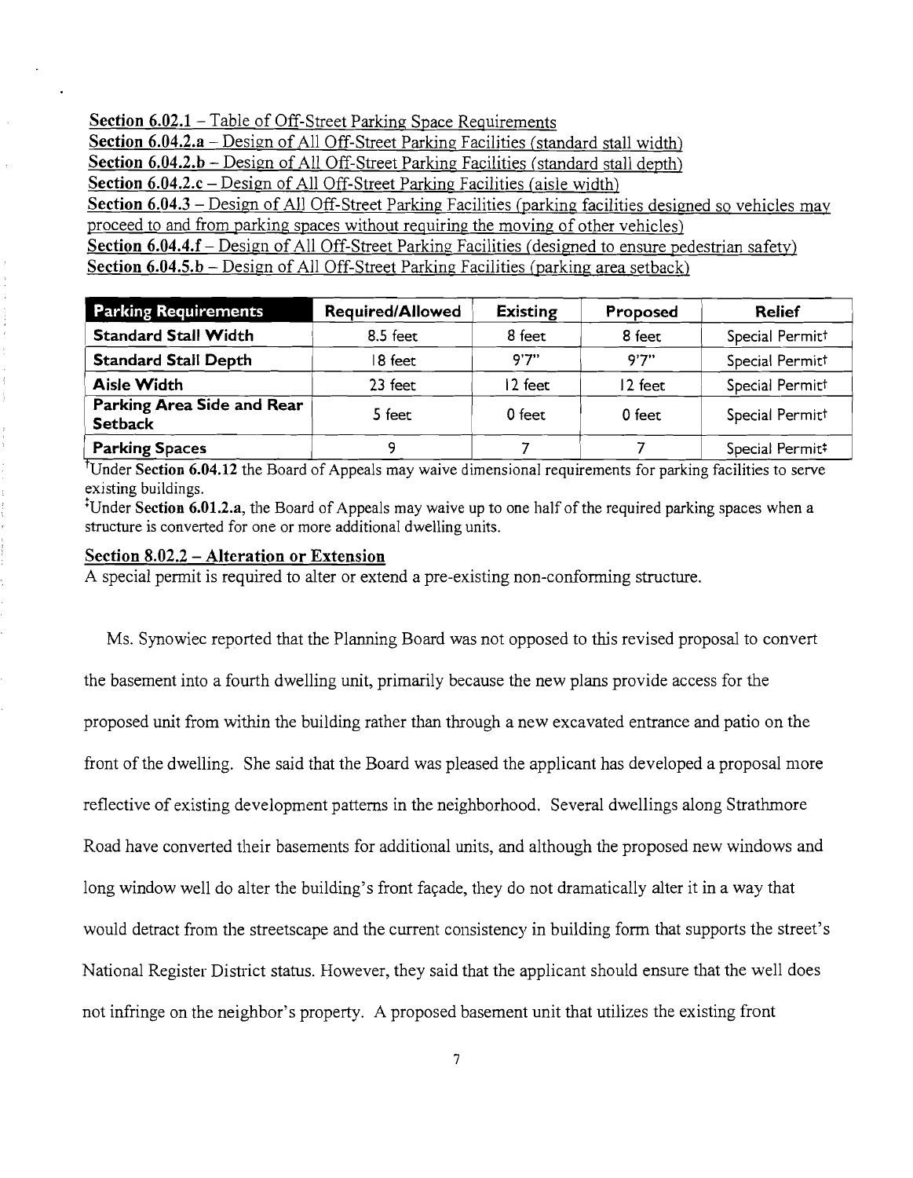**Section 6.02.1** – Table of Off-Street Parking Space Requirements
**Section 6.04.2.a** – Design of All Off-Street Parking Facilities (standard stall width)
**Section 6.04.2.b** – Design of All Off-Street Parking Facilities (standard stall depth)
**Section 6.04.2.c** – Design of All Off-Street Parking Facilities (aisle width)
**Section 6.04.3** – Design of All Off-Street Parking Facilities (parking facilities designed so vehicles may proceed to and from parking spaces without requiring the moving of other vehicles)
**Section 6.04.4.f** – Design of All Off-Street Parking Facilities (designed to ensure pedestrian safety)
**Section 6.04.5.b** – Design of All Off-Street Parking Facilities (parking area setback)

| Parking Requirements | Required/Allowed | Existing | Proposed | Relief |
|---|---|---|---|---|
| **Standard Stall Width** | 8.5 feet | 8 feet | 8 feet | Special Permit† |
| **Standard Stall Depth** | 18 feet | 9'7" | 9'7" | Special Permit† |
| **Aisle Width** | 23 feet | 12 feet | 12 feet | Special Permit† |
| **Parking Area Side and Rear Setback** | 5 feet | 0 feet | 0 feet | Special Permit† |
| **Parking Spaces** | 9 | 7 | 7 | Special Permit‡ |

†Under **Section 6.04.12** the Board of Appeals may waive dimensional requirements for parking facilities to serve existing buildings.

‡Under **Section 6.01.2.a**, the Board of Appeals may waive up to one half of the required parking spaces when a structure is converted for one or more additional dwelling units.

**Section 8.02.2 – Alteration or Extension**
A special permit is required to alter or extend a pre-existing non-conforming structure.

Ms. Synowiec reported that the Planning Board was not opposed to this revised proposal to convert the basement into a fourth dwelling unit, primarily because the new plans provide access for the proposed unit from within the building rather than through a new excavated entrance and patio on the front of the dwelling. She said that the Board was pleased the applicant has developed a proposal more reflective of existing development patterns in the neighborhood. Several dwellings along Strathmore Road have converted their basements for additional units, and although the proposed new windows and long window well do alter the building's front façade, they do not dramatically alter it in a way that would detract from the streetscape and the current consistency in building form that supports the street's National Register District status. However, they said that the applicant should ensure that the well does not infringe on the neighbor's property. A proposed basement unit that utilizes the existing front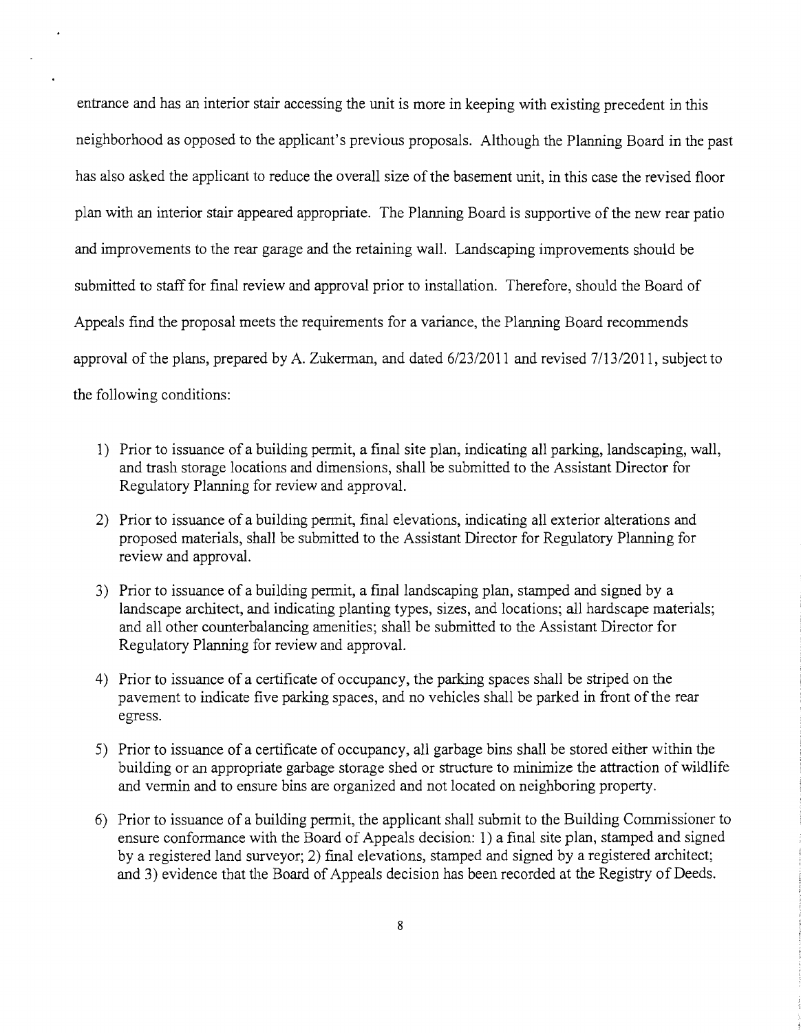entrance and has an interior stair accessing the unit is more in keeping with existing precedent in this neighborhood as opposed to the applicant's previous proposals. Although the Planning Board in the past has also asked the applicant to reduce the overall size of the basement unit, in this case the revised floor plan with an interior stair appeared appropriate. The Planning Board is supportive of the new rear patio and improvements to the rear garage and the retaining wall. Landscaping improvements should be submitted to staff for final review and approval prior to installation. Therefore, should the Board of Appeals find the proposal meets the requirements for a variance, the Planning Board recommends approval of the plans, prepared by A. Zukerman, and dated 6/23/2011 and revised 7/13/2011, subject to the following conditions:

1) Prior to issuance of a building permit, a final site plan, indicating all parking, landscaping, wall, and trash storage locations and dimensions, shall be submitted to the Assistant Director for Regulatory Planning for review and approval.

2) Prior to issuance of a building permit, final elevations, indicating all exterior alterations and proposed materials, shall be submitted to the Assistant Director for Regulatory Planning for review and approval.

3) Prior to issuance of a building permit, a final landscaping plan, stamped and signed by a landscape architect, and indicating planting types, sizes, and locations; all hardscape materials; and all other counterbalancing amenities; shall be submitted to the Assistant Director for Regulatory Planning for review and approval.

4) Prior to issuance of a certificate of occupancy, the parking spaces shall be striped on the pavement to indicate five parking spaces, and no vehicles shall be parked in front of the rear egress.

5) Prior to issuance of a certificate of occupancy, all garbage bins shall be stored either within the building or an appropriate garbage storage shed or structure to minimize the attraction of wildlife and vermin and to ensure bins are organized and not located on neighboring property.

6) Prior to issuance of a building permit, the applicant shall submit to the Building Commissioner to ensure conformance with the Board of Appeals decision: 1) a final site plan, stamped and signed by a registered land surveyor; 2) final elevations, stamped and signed by a registered architect; and 3) evidence that the Board of Appeals decision has been recorded at the Registry of Deeds.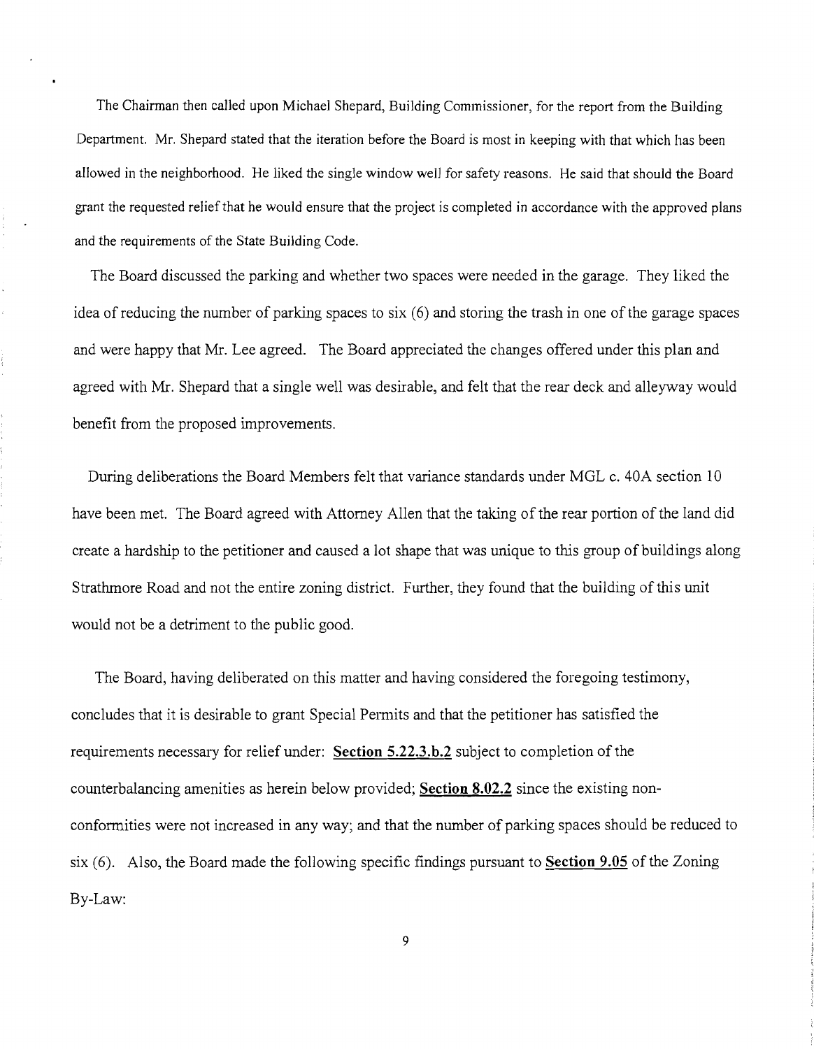The Chairman then called upon Michael Shepard, Building Commissioner, for the report from the Building Department. Mr. Shepard stated that the iteration before the Board is most in keeping with that which has been allowed in the neighborhood. He liked the single window well for safety reasons. He said that should the Board grant the requested relief that he would ensure that the project is completed in accordance with the approved plans and the requirements of the State Building Code.

The Board discussed the parking and whether two spaces were needed in the garage. They liked the idea of reducing the number of parking spaces to six (6) and storing the trash in one of the garage spaces and were happy that Mr. Lee agreed. The Board appreciated the changes offered under this plan and agreed with Mr. Shepard that a single well was desirable, and felt that the rear deck and alleyway would benefit from the proposed improvements.

During deliberations the Board Members felt that variance standards under MGL c. 40A section 10 have been met. The Board agreed with Attorney Allen that the taking of the rear portion of the land did create a hardship to the petitioner and caused a lot shape that was unique to this group of buildings along Strathmore Road and not the entire zoning district. Further, they found that the building of this unit would not be a detriment to the public good.

The Board, having deliberated on this matter and having considered the foregoing testimony, concludes that it is desirable to grant Special Permits and that the petitioner has satisfied the requirements necessary for relief under: **Section 5.22.3.b.2** subject to completion of the counterbalancing amenities as herein below provided; **Section 8.02.2** since the existing non-conformities were not increased in any way; and that the number of parking spaces should be reduced to six (6). Also, the Board made the following specific findings pursuant to **Section 9.05** of the Zoning By-Law: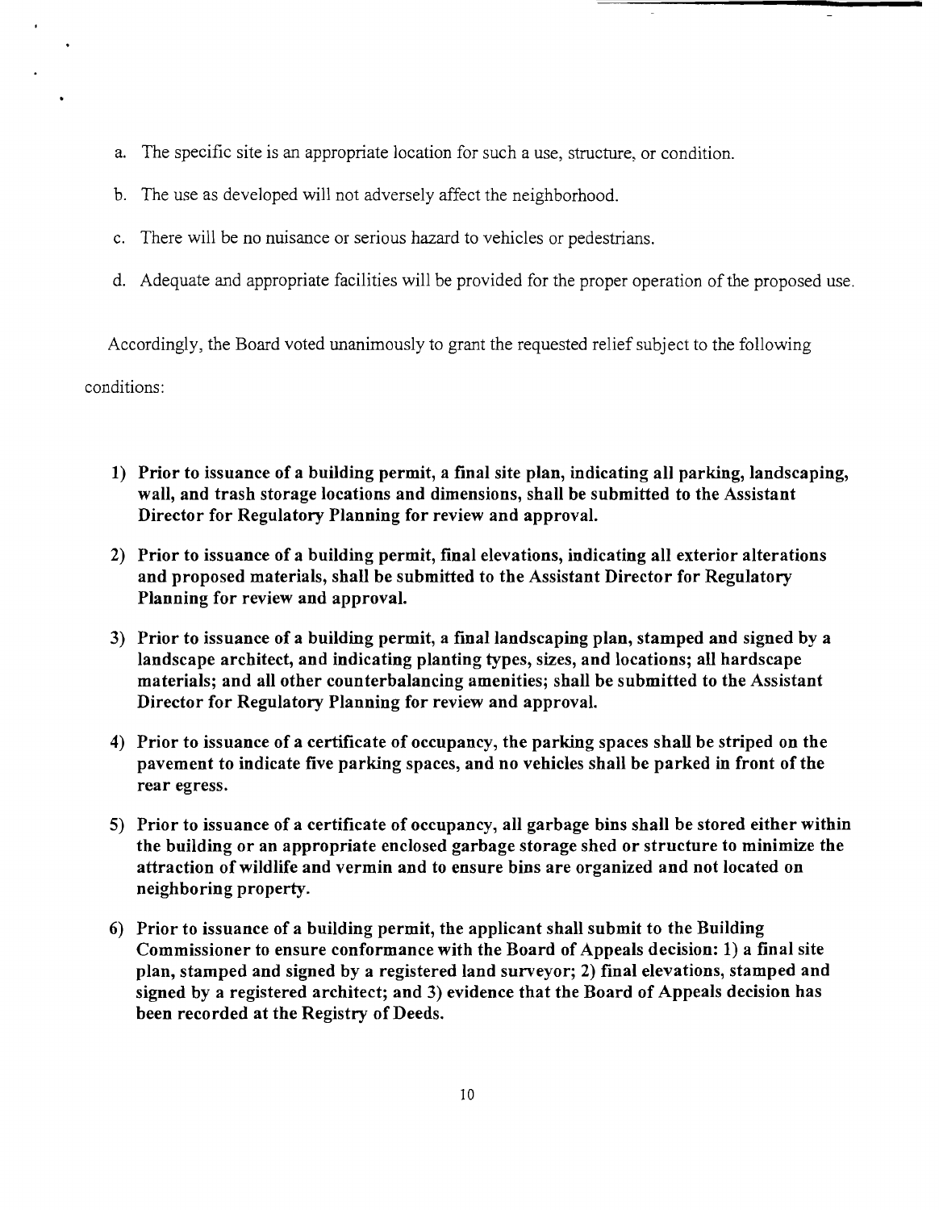a. The specific site is an appropriate location for such a use, structure, or condition.

b. The use as developed will not adversely affect the neighborhood.

c. There will be no nuisance or serious hazard to vehicles or pedestrians.

d. Adequate and appropriate facilities will be provided for the proper operation of the proposed use.

Accordingly, the Board voted unanimously to grant the requested relief subject to the following conditions:

1) **Prior to issuance of a building permit, a final site plan, indicating all parking, landscaping, wall, and trash storage locations and dimensions, shall be submitted to the Assistant Director for Regulatory Planning for review and approval.**

2) **Prior to issuance of a building permit, final elevations, indicating all exterior alterations and proposed materials, shall be submitted to the Assistant Director for Regulatory Planning for review and approval.**

3) **Prior to issuance of a building permit, a final landscaping plan, stamped and signed by a landscape architect, and indicating planting types, sizes, and locations; all hardscape materials; and all other counterbalancing amenities; shall be submitted to the Assistant Director for Regulatory Planning for review and approval.**

4) **Prior to issuance of a certificate of occupancy, the parking spaces shall be striped on the pavement to indicate five parking spaces, and no vehicles shall be parked in front of the rear egress.**

5) **Prior to issuance of a certificate of occupancy, all garbage bins shall be stored either within the building or an appropriate enclosed garbage storage shed or structure to minimize the attraction of wildlife and vermin and to ensure bins are organized and not located on neighboring property.**

6) **Prior to issuance of a building permit, the applicant shall submit to the Building Commissioner to ensure conformance with the Board of Appeals decision: 1) a final site plan, stamped and signed by a registered land surveyor; 2) final elevations, stamped and signed by a registered architect; and 3) evidence that the Board of Appeals decision has been recorded at the Registry of Deeds.**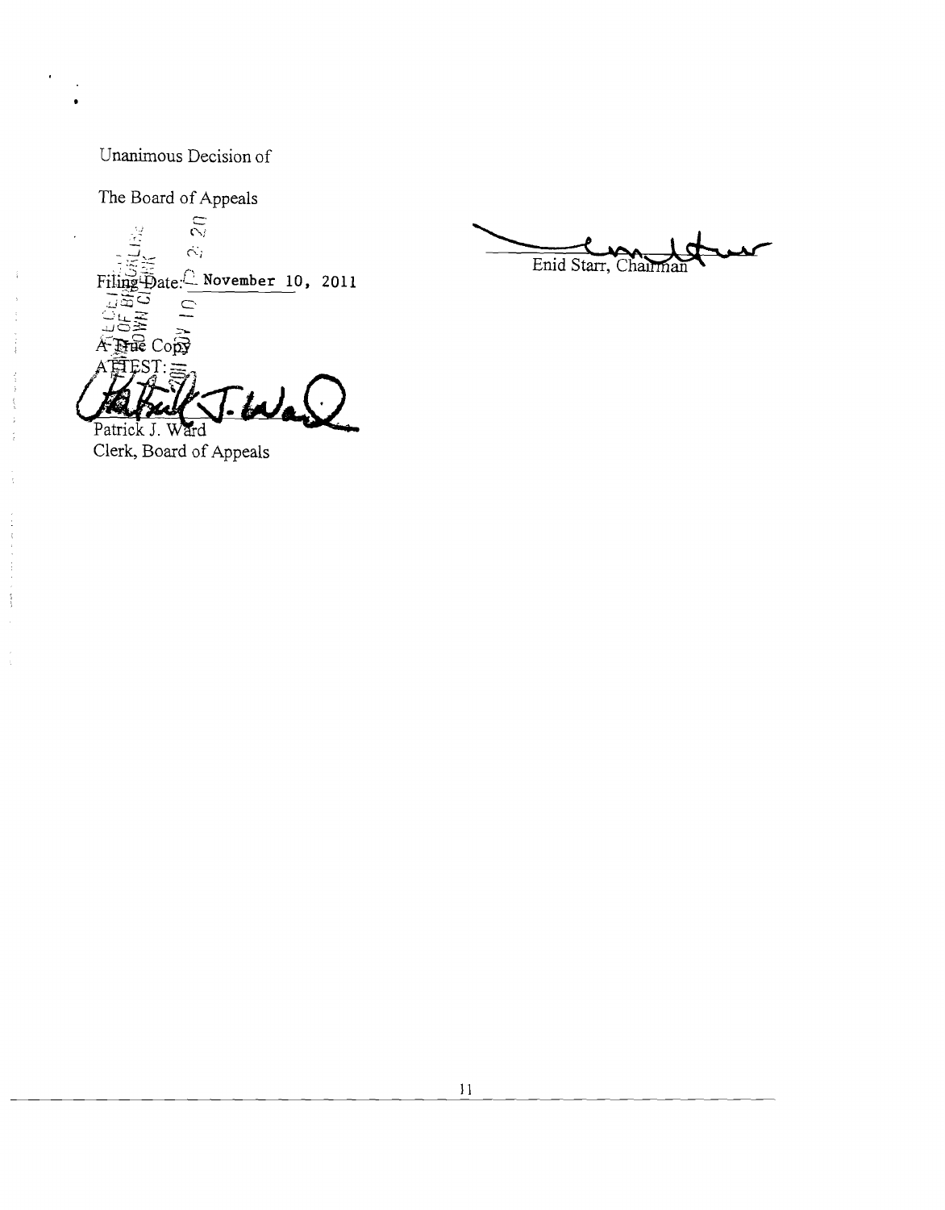Unanimous Decision of

The Board of Appeals

Filing Date: November 10, 2011

A True Copy

ATTEST:

Patrick J. Ward

Clerk, Board of Appeals

Enid Starr, Chairman